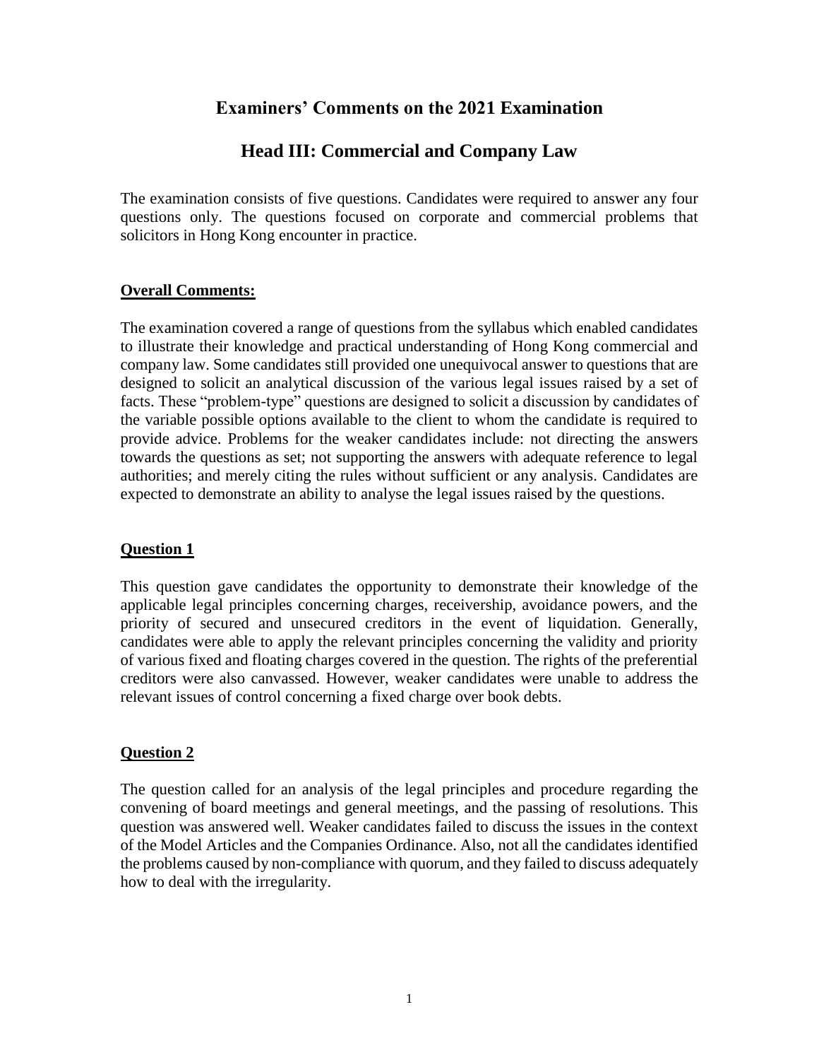# Examiners' Comments on the 2021 Examination

## Head III: Commercial and Company Law

The examination consists of five questions. Candidates were required to answer any four questions only. The questions focused on corporate and commercial problems that solicitors in Hong Kong encounter in practice.

**Overall Comments:**

The examination covered a range of questions from the syllabus which enabled candidates to illustrate their knowledge and practical understanding of Hong Kong commercial and company law. Some candidates still provided one unequivocal answer to questions that are designed to solicit an analytical discussion of the various legal issues raised by a set of facts. These "problem-type" questions are designed to solicit a discussion by candidates of the variable possible options available to the client to whom the candidate is required to provide advice. Problems for the weaker candidates include: not directing the answers towards the questions as set; not supporting the answers with adequate reference to legal authorities; and merely citing the rules without sufficient or any analysis. Candidates are expected to demonstrate an ability to analyse the legal issues raised by the questions.

**Question 1**

This question gave candidates the opportunity to demonstrate their knowledge of the applicable legal principles concerning charges, receivership, avoidance powers, and the priority of secured and unsecured creditors in the event of liquidation. Generally, candidates were able to apply the relevant principles concerning the validity and priority of various fixed and floating charges covered in the question. The rights of the preferential creditors were also canvassed. However, weaker candidates were unable to address the relevant issues of control concerning a fixed charge over book debts.

**Question 2**

The question called for an analysis of the legal principles and procedure regarding the convening of board meetings and general meetings, and the passing of resolutions. This question was answered well. Weaker candidates failed to discuss the issues in the context of the Model Articles and the Companies Ordinance. Also, not all the candidates identified the problems caused by non-compliance with quorum, and they failed to discuss adequately how to deal with the irregularity.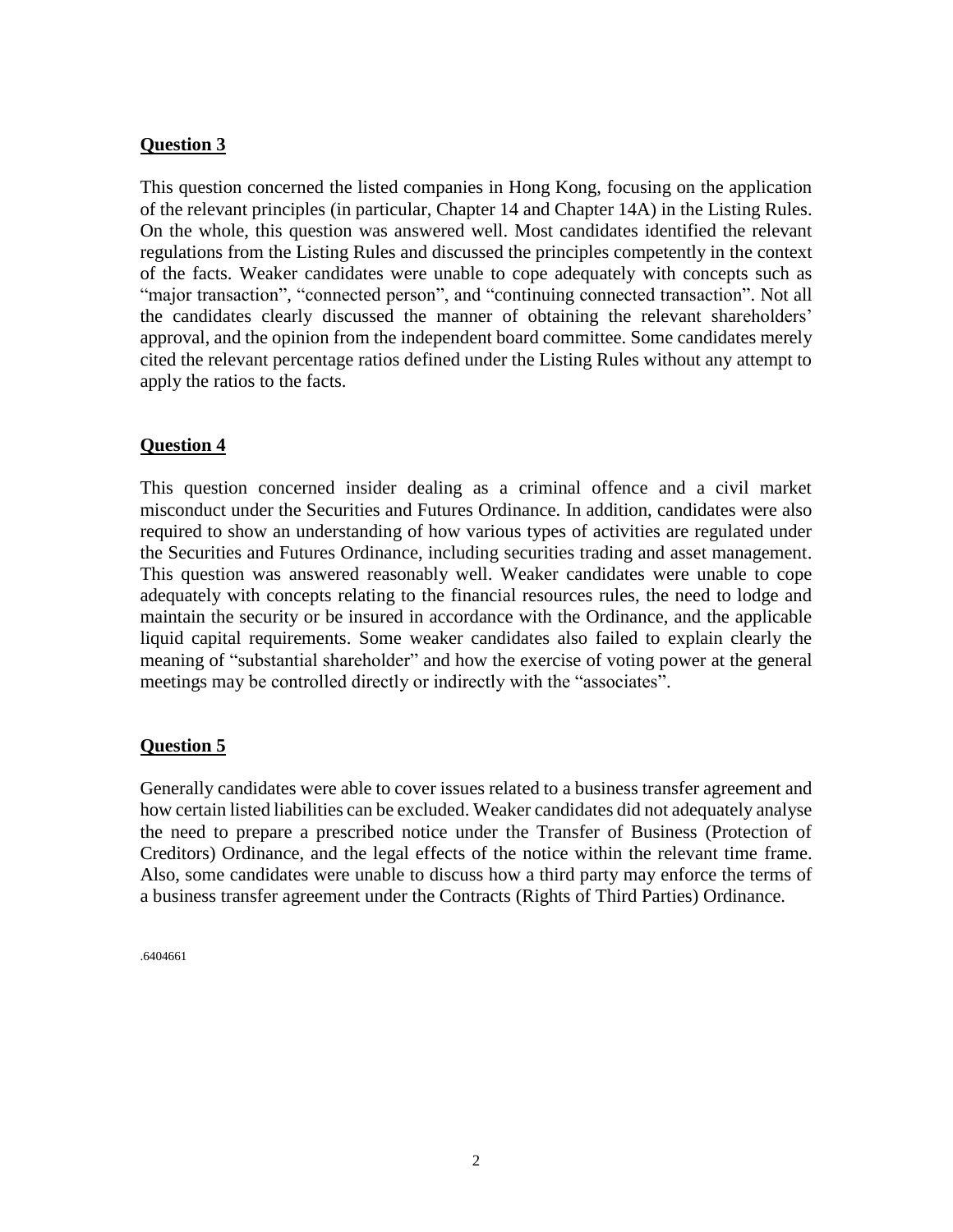**Question 3**

This question concerned the listed companies in Hong Kong, focusing on the application of the relevant principles (in particular, Chapter 14 and Chapter 14A) in the Listing Rules. On the whole, this question was answered well. Most candidates identified the relevant regulations from the Listing Rules and discussed the principles competently in the context of the facts. Weaker candidates were unable to cope adequately with concepts such as "major transaction", "connected person", and "continuing connected transaction". Not all the candidates clearly discussed the manner of obtaining the relevant shareholders' approval, and the opinion from the independent board committee. Some candidates merely cited the relevant percentage ratios defined under the Listing Rules without any attempt to apply the ratios to the facts.

**Question 4**

This question concerned insider dealing as a criminal offence and a civil market misconduct under the Securities and Futures Ordinance. In addition, candidates were also required to show an understanding of how various types of activities are regulated under the Securities and Futures Ordinance, including securities trading and asset management. This question was answered reasonably well. Weaker candidates were unable to cope adequately with concepts relating to the financial resources rules, the need to lodge and maintain the security or be insured in accordance with the Ordinance, and the applicable liquid capital requirements. Some weaker candidates also failed to explain clearly the meaning of "substantial shareholder" and how the exercise of voting power at the general meetings may be controlled directly or indirectly with the "associates".

**Question 5**

Generally candidates were able to cover issues related to a business transfer agreement and how certain listed liabilities can be excluded. Weaker candidates did not adequately analyse the need to prepare a prescribed notice under the Transfer of Business (Protection of Creditors) Ordinance, and the legal effects of the notice within the relevant time frame. Also, some candidates were unable to discuss how a third party may enforce the terms of a business transfer agreement under the Contracts (Rights of Third Parties) Ordinance.

.6404661